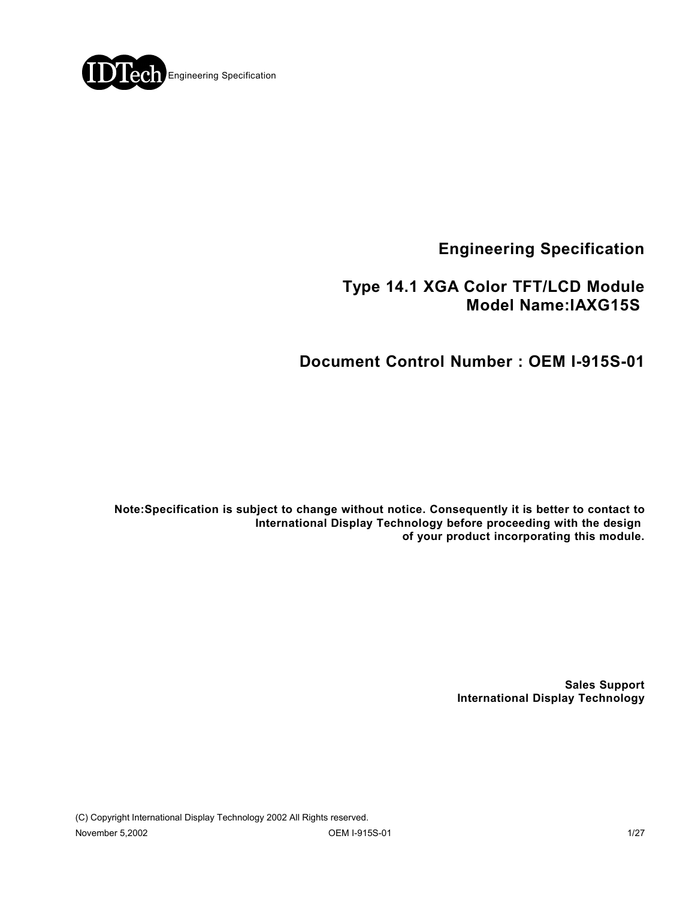# Engineering Specification

## Type 14.1 XGA Color TFT/LCD Module
## Model Name:IAXG15S

## Document Control Number : OEM I-915S-01

**Note:Specification is subject to change without notice. Consequently it is better to contact to International Display Technology before proceeding with the design of your product incorporating this module.**

**Sales Support**
**International Display Technology**

(C) Copyright International Display Technology 2002 All Rights reserved.

November 5,2002 OEM I-915S-01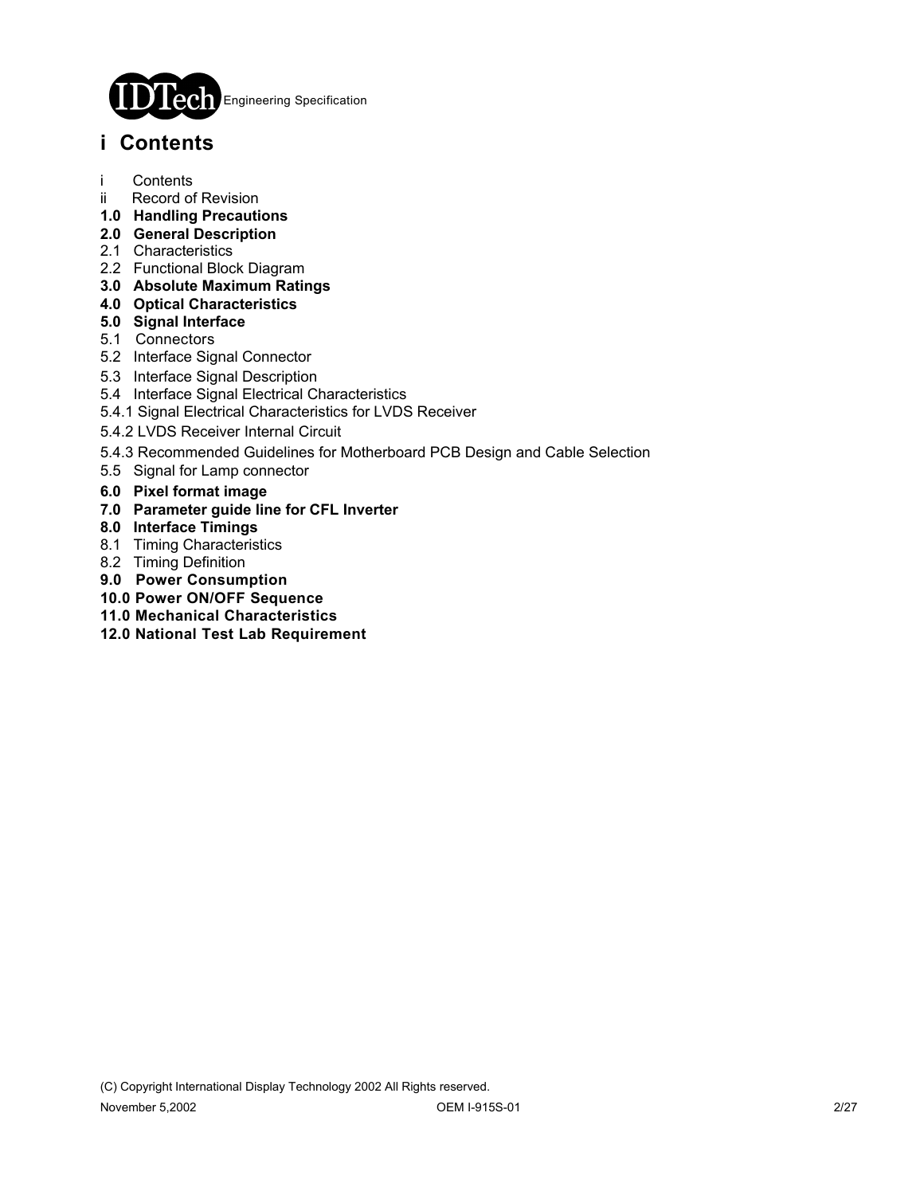# i Contents

i Contents
ii Record of Revision
**1.0 Handling Precautions**
**2.0 General Description**
2.1 Characteristics
2.2 Functional Block Diagram
**3.0 Absolute Maximum Ratings**
**4.0 Optical Characteristics**
**5.0 Signal Interface**
5.1 Connectors
5.2 Interface Signal Connector
5.3 Interface Signal Description
5.4 Interface Signal Electrical Characteristics
5.4.1 Signal Electrical Characteristics for LVDS Receiver
5.4.2 LVDS Receiver Internal Circuit
5.4.3 Recommended Guidelines for Motherboard PCB Design and Cable Selection
5.5 Signal for Lamp connector
**6.0 Pixel format image**
**7.0 Parameter guide line for CFL Inverter**
**8.0 Interface Timings**
8.1 Timing Characteristics
8.2 Timing Definition
**9.0 Power Consumption**
**10.0 Power ON/OFF Sequence**
**11.0 Mechanical Characteristics**
**12.0 National Test Lab Requirement**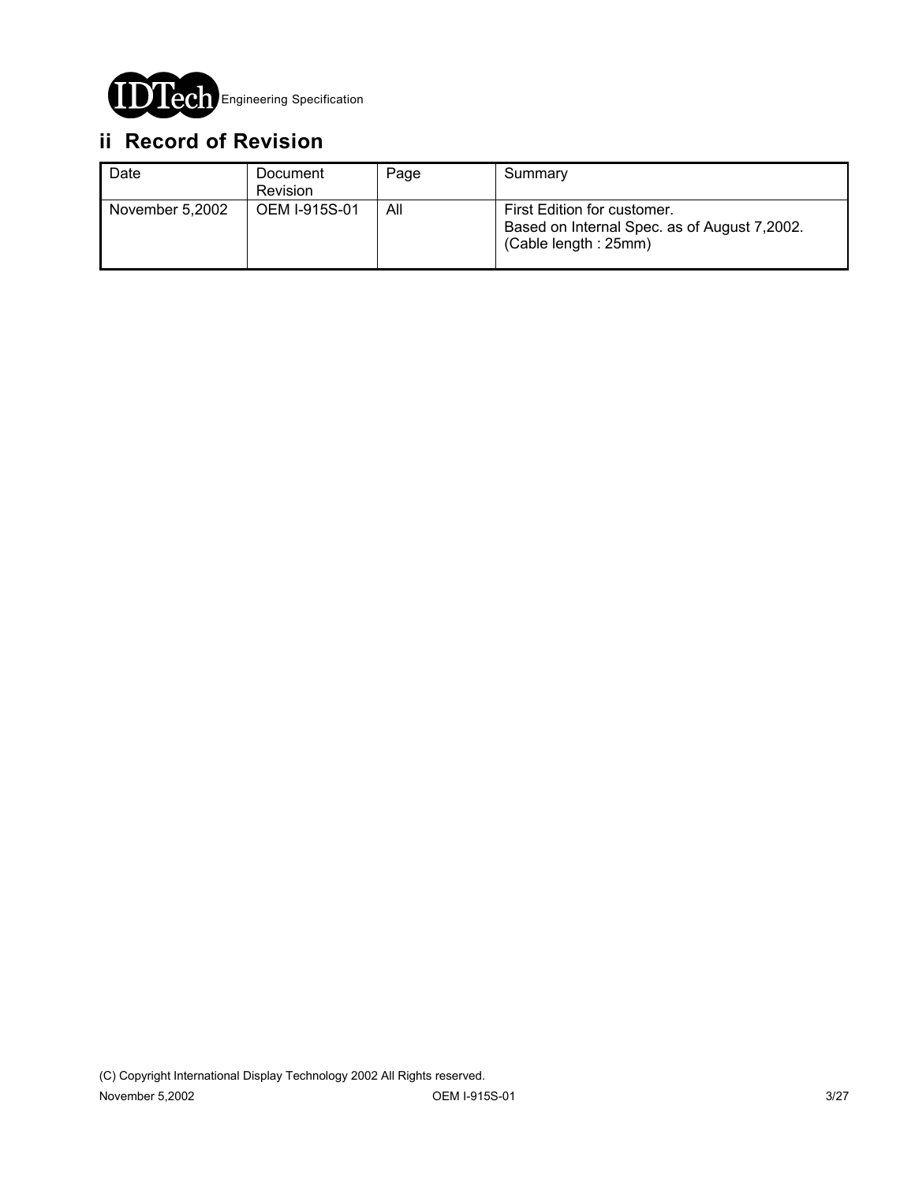## ii Record of Revision

| Date | Document Revision | Page | Summary |
|---|---|---|---|
| November 5,2002 | OEM I-915S-01 | All | First Edition for customer.<br>Based on Internal Spec. as of August 7,2002.<br>(Cable length : 25mm) |

(C) Copyright International Display Technology 2002 All Rights reserved.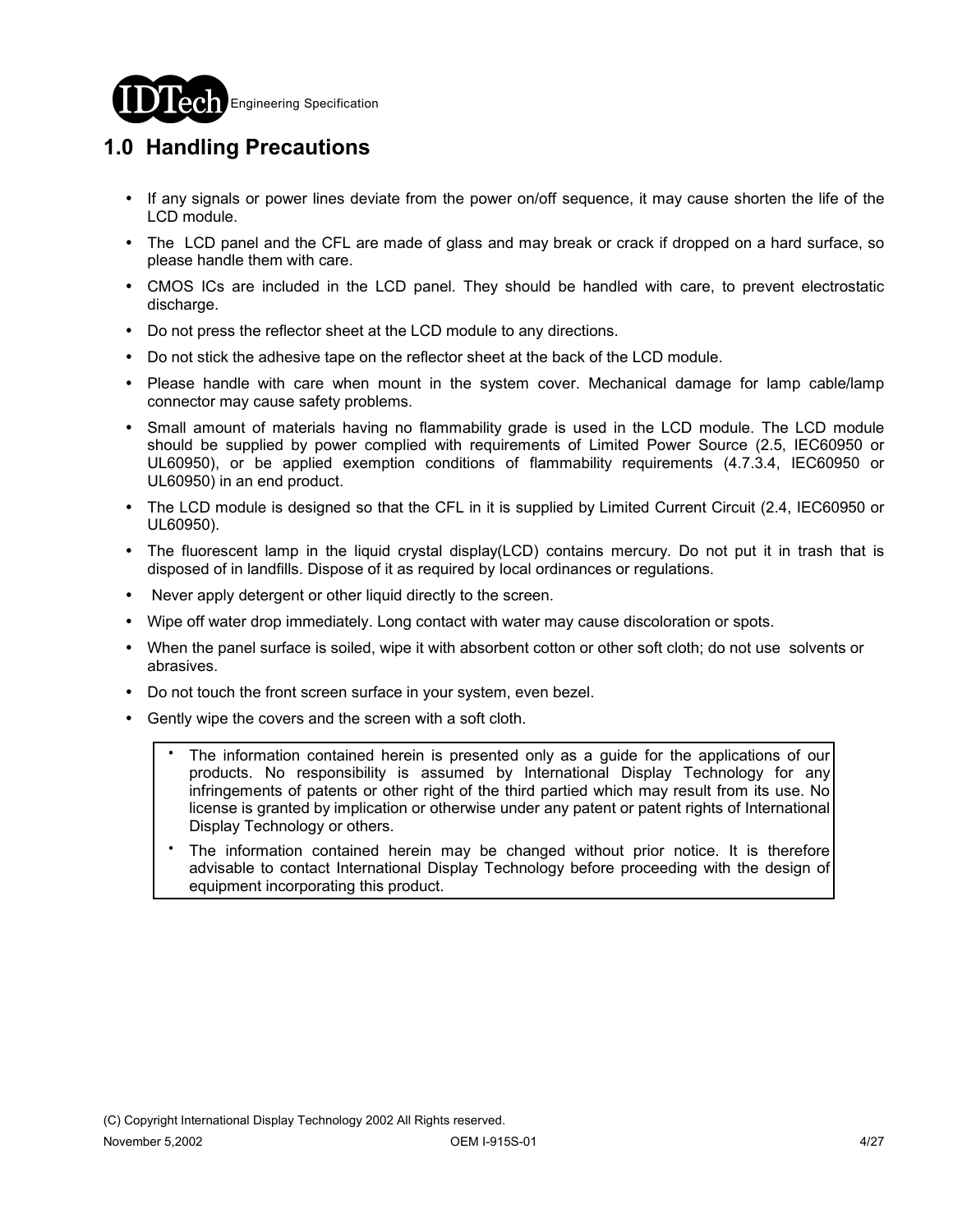# 1.0 Handling Precautions

- If any signals or power lines deviate from the power on/off sequence, it may cause shorten the life of the LCD module.
- The LCD panel and the CFL are made of glass and may break or crack if dropped on a hard surface, so please handle them with care.
- CMOS ICs are included in the LCD panel. They should be handled with care, to prevent electrostatic discharge.
- Do not press the reflector sheet at the LCD module to any directions.
- Do not stick the adhesive tape on the reflector sheet at the back of the LCD module.
- Please handle with care when mount in the system cover. Mechanical damage for lamp cable/lamp connector may cause safety problems.
- Small amount of materials having no flammability grade is used in the LCD module. The LCD module should be supplied by power complied with requirements of Limited Power Source (2.5, IEC60950 or UL60950), or be applied exemption conditions of flammability requirements (4.7.3.4, IEC60950 or UL60950) in an end product.
- The LCD module is designed so that the CFL in it is supplied by Limited Current Circuit (2.4, IEC60950 or UL60950).
- The fluorescent lamp in the liquid crystal display(LCD) contains mercury. Do not put it in trash that is disposed of in landfills. Dispose of it as required by local ordinances or regulations.
- Never apply detergent or other liquid directly to the screen.
- Wipe off water drop immediately. Long contact with water may cause discoloration or spots.
- When the panel surface is soiled, wipe it with absorbent cotton or other soft cloth; do not use solvents or abrasives.
- Do not touch the front screen surface in your system, even bezel.
- Gently wipe the covers and the screen with a soft cloth.

> - The information contained herein is presented only as a guide for the applications of our products. No responsibility is assumed by International Display Technology for any infringements of patents or other right of the third partied which may result from its use. No license is granted by implication or otherwise under any patent or patent rights of International Display Technology or others.
> - The information contained herein may be changed without prior notice. It is therefore advisable to contact International Display Technology before proceeding with the design of equipment incorporating this product.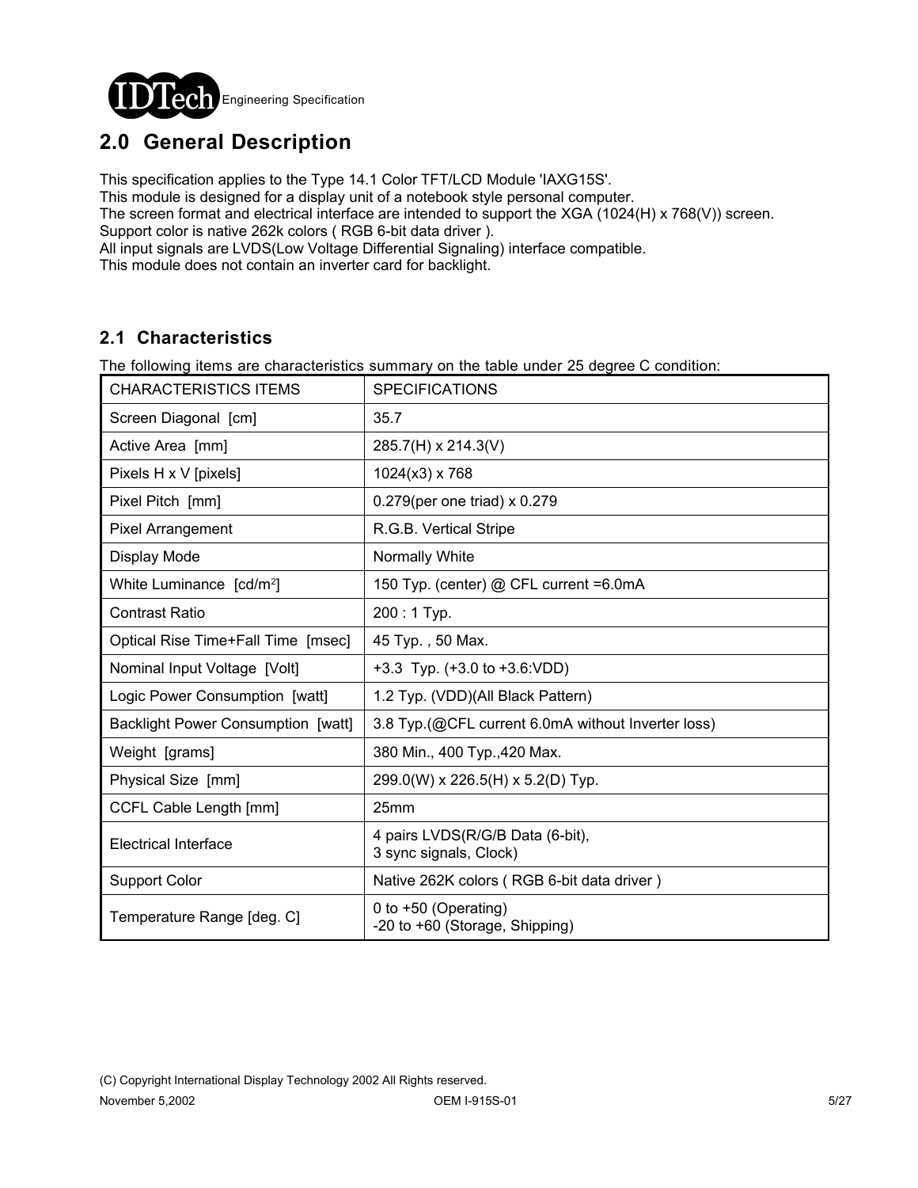## 2.0 General Description

This specification applies to the Type 14.1 Color TFT/LCD Module 'IAXG15S'.
This module is designed for a display unit of a notebook style personal computer.
The screen format and electrical interface are intended to support the XGA (1024(H) x 768(V)) screen.
Support color is native 262k colors ( RGB 6-bit data driver ).
All input signals are LVDS(Low Voltage Differential Signaling) interface compatible.
This module does not contain an inverter card for backlight.

### 2.1 Characteristics

The following items are characteristics summary on the table under 25 degree C condition:

| CHARACTERISTICS ITEMS | SPECIFICATIONS |
|---|---|
| Screen Diagonal [cm] | 35.7 |
| Active Area [mm] | 285.7(H) x 214.3(V) |
| Pixels H x V [pixels] | 1024(x3) x 768 |
| Pixel Pitch [mm] | 0.279(per one triad) x 0.279 |
| Pixel Arrangement | R.G.B. Vertical Stripe |
| Display Mode | Normally White |
| White Luminance [cd/m$^2$] | 150 Typ. (center) @ CFL current =6.0mA |
| Contrast Ratio | 200 : 1 Typ. |
| Optical Rise Time+Fall Time [msec] | 45 Typ. , 50 Max. |
| Nominal Input Voltage [Volt] | +3.3 Typ. (+3.0 to +3.6:VDD) |
| Logic Power Consumption [watt] | 1.2 Typ. (VDD)(All Black Pattern) |
| Backlight Power Consumption [watt] | 3.8 Typ.(@CFL current 6.0mA without Inverter loss) |
| Weight [grams] | 380 Min., 400 Typ.,420 Max. |
| Physical Size [mm] | 299.0(W) x 226.5(H) x 5.2(D) Typ. |
| CCFL Cable Length [mm] | 25mm |
| Electrical Interface | 4 pairs LVDS(R/G/B Data (6-bit), 3 sync signals, Clock) |
| Support Color | Native 262K colors ( RGB 6-bit data driver ) |
| Temperature Range [deg. C] | 0 to +50 (Operating)<br>-20 to +60 (Storage, Shipping) |

(C) Copyright International Display Technology 2002 All Rights reserved.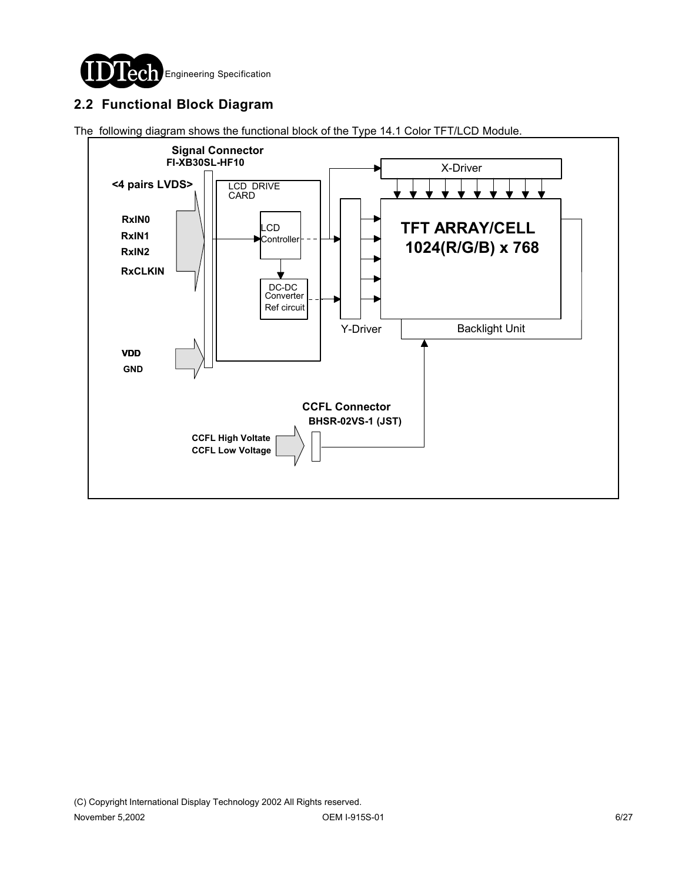## 2.2 Functional Block Diagram

The following diagram shows the functional block of the Type 14.1 Color TFT/LCD Module.

Signal Connector
FI-XB30SL-HF10

<4 pairs LVDS>

RxIN0
RxIN1
RxIN2
RxCLKIN

VDD
GND

LCD DRIVE CARD

LCD Controller

DC-DC Converter Ref circuit

X-Driver

Y-Driver

TFT ARRAY/CELL
1024(R/G/B) x 768

Backlight Unit

CCFL Connector
BHSR-02VS-1 (JST)

CCFL High Voltate
CCFL Low Voltage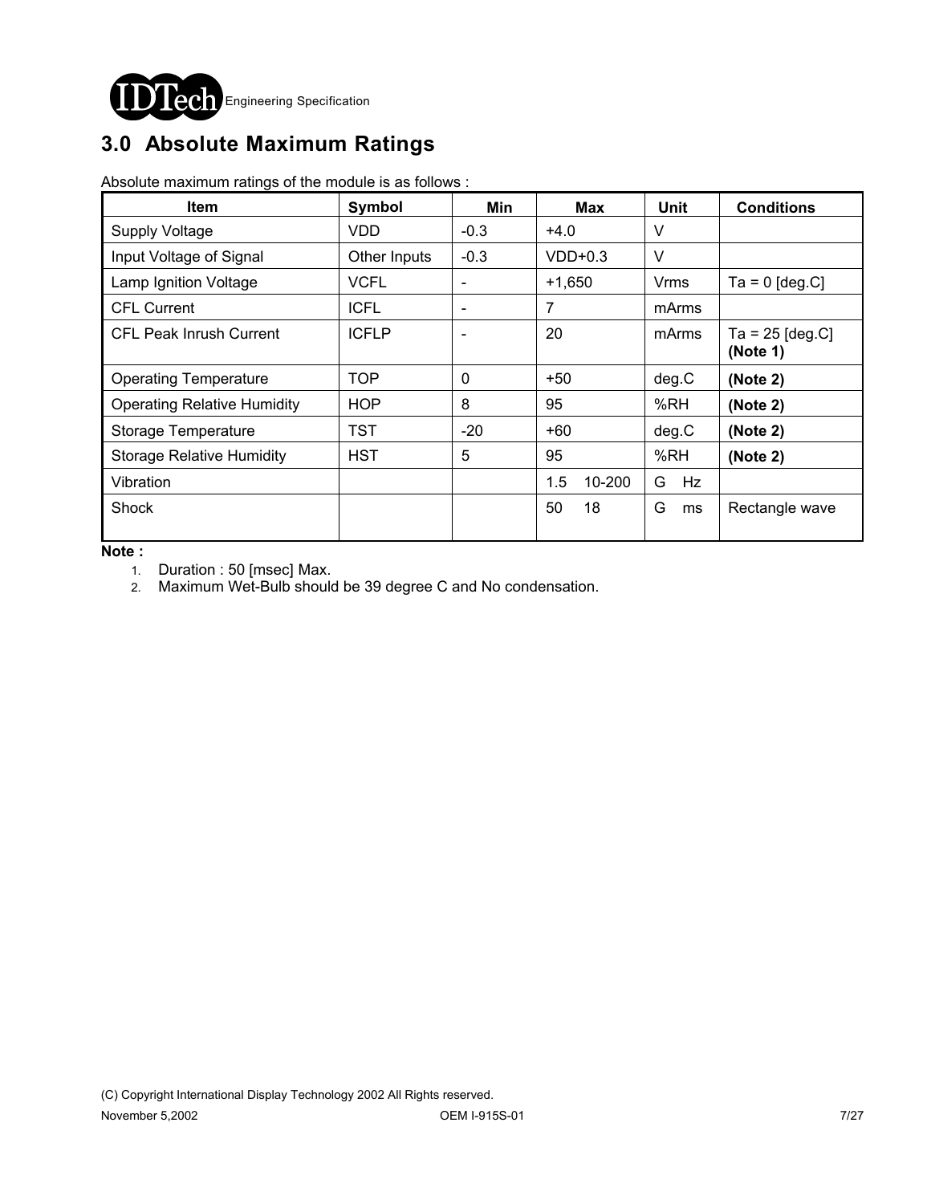## 3.0 Absolute Maximum Ratings

Absolute maximum ratings of the module is as follows :

| Item | Symbol | Min | Max | Unit | Conditions |
|---|---|---|---|---|---|
| Supply Voltage | VDD | -0.3 | +4.0 | V | |
| Input Voltage of Signal | Other Inputs | -0.3 | VDD+0.3 | V | |
| Lamp Ignition Voltage | VCFL | - | +1,650 | Vrms | Ta = 0 [deg.C] |
| CFL Current | ICFL | - | 7 | mArms | |
| CFL Peak Inrush Current | ICFLP | - | 20 | mArms | Ta = 25 [deg.C] **(Note 1)** |
| Operating Temperature | TOP | 0 | +50 | deg.C | **(Note 2)** |
| Operating Relative Humidity | HOP | 8 | 95 | %RH | **(Note 2)** |
| Storage Temperature | TST | -20 | +60 | deg.C | **(Note 2)** |
| Storage Relative Humidity | HST | 5 | 95 | %RH | **(Note 2)** |
| Vibration | | | 1.5 10-200 | G Hz | |
| Shock | | | 50 18 | G ms | Rectangle wave |

**Note :**

1. Duration : 50 [msec] Max.
2. Maximum Wet-Bulb should be 39 degree C and No condensation.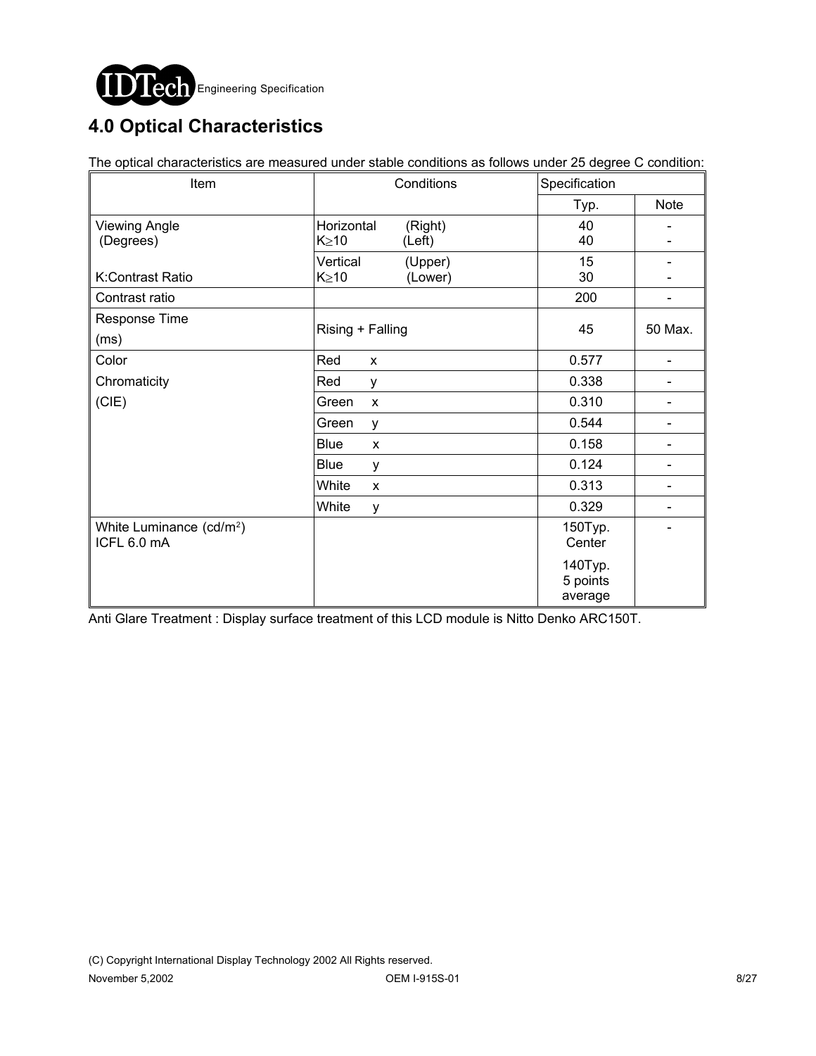# 4.0 Optical Characteristics

The optical characteristics are measured under stable conditions as follows under 25 degree C condition:

| Item | Conditions | | Specification | |
|---|---|---|---|---|
| | | | Typ. | Note |
| Viewing Angle (Degrees) | Horizontal $K \geq 10$ | (Right) (Left) | 40 40 | - - |
| K:Contrast Ratio | Vertical $K \geq 10$ | (Upper) (Lower) | 15 30 | - - |
| Contrast ratio | | | 200 | - |
| Response Time (ms) | Rising + Falling | | 45 | 50 Max. |
| Color Chromaticity (CIE) | Red | x | 0.577 | - |
| | Red | y | 0.338 | - |
| | Green | x | 0.310 | - |
| | Green | y | 0.544 | - |
| | Blue | x | 0.158 | - |
| | Blue | y | 0.124 | - |
| | White | x | 0.313 | - |
| | White | y | 0.329 | - |
| White Luminance ($cd/m^2$) ICFL 6.0 mA | | | 150Typ. Center<br>140Typ. 5 points average | - |

Anti Glare Treatment : Display surface treatment of this LCD module is Nitto Denko ARC150T.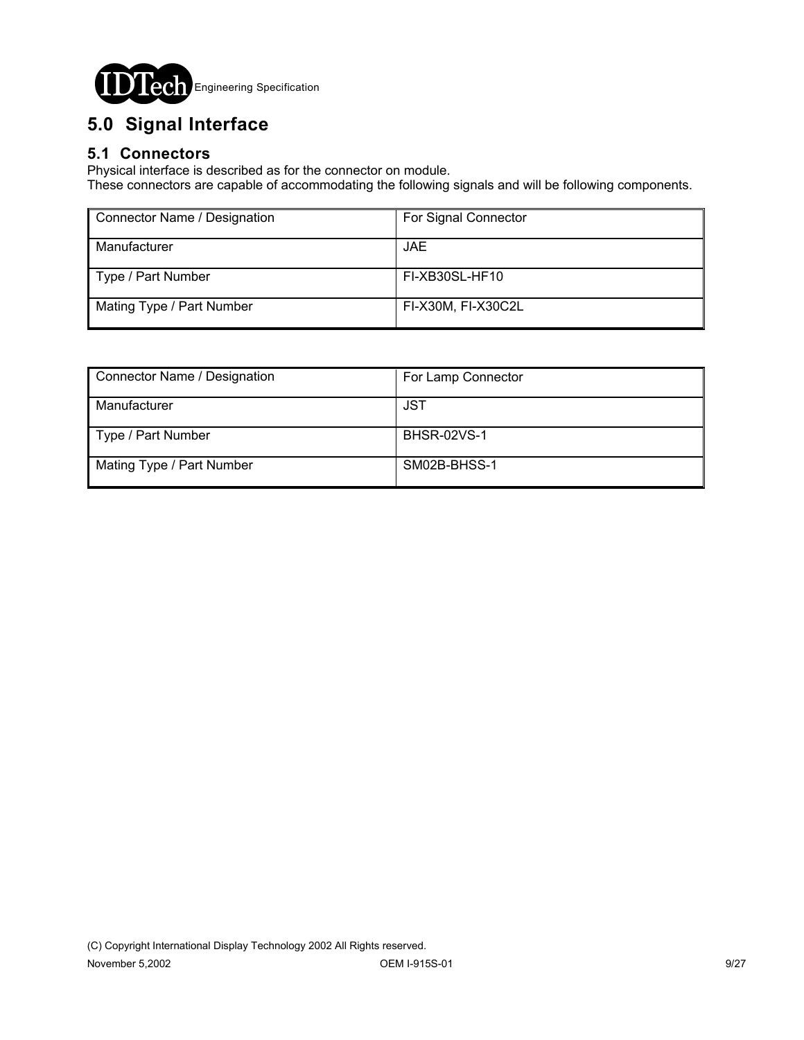# 5.0 Signal Interface

## 5.1 Connectors

Physical interface is described as for the connector on module.
These connectors are capable of accommodating the following signals and will be following components.

| Connector Name / Designation | For Signal Connector |
|---|---|
| Manufacturer | JAE |
| Type / Part Number | FI-XB30SL-HF10 |
| Mating Type / Part Number | FI-X30M, FI-X30C2L |

| Connector Name / Designation | For Lamp Connector |
|---|---|
| Manufacturer | JST |
| Type / Part Number | BHSR-02VS-1 |
| Mating Type / Part Number | SM02B-BHSS-1 |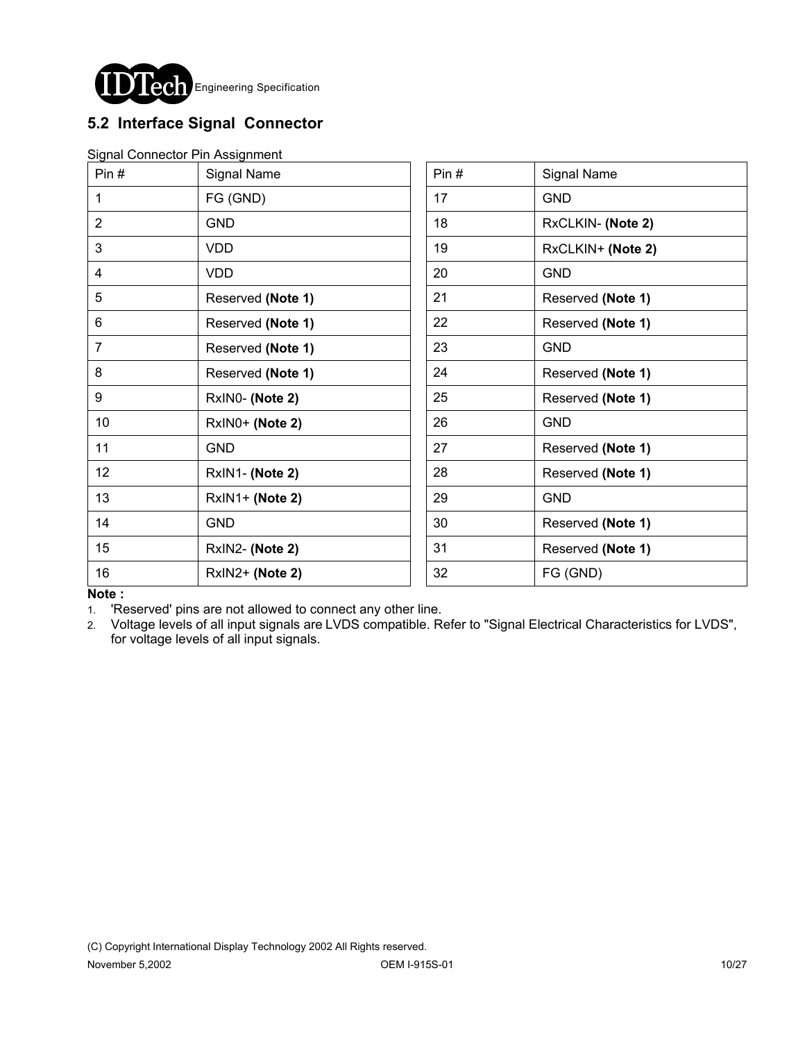## 5.2 Interface Signal Connector

Signal Connector Pin Assignment

| Pin # | Signal Name | Pin # | Signal Name |
|---|---|---|---|
| 1 | FG (GND) | 17 | GND |
| 2 | GND | 18 | RxCLKIN- **(Note 2)** |
| 3 | VDD | 19 | RxCLKIN+ **(Note 2)** |
| 4 | VDD | 20 | GND |
| 5 | Reserved **(Note 1)** | 21 | Reserved **(Note 1)** |
| 6 | Reserved **(Note 1)** | 22 | Reserved **(Note 1)** |
| 7 | Reserved **(Note 1)** | 23 | GND |
| 8 | Reserved **(Note 1)** | 24 | Reserved **(Note 1)** |
| 9 | RxIN0- **(Note 2)** | 25 | Reserved **(Note 1)** |
| 10 | RxIN0+ **(Note 2)** | 26 | GND |
| 11 | GND | 27 | Reserved **(Note 1)** |
| 12 | RxIN1- **(Note 2)** | 28 | Reserved **(Note 1)** |
| 13 | RxIN1+ **(Note 2)** | 29 | GND |
| 14 | GND | 30 | Reserved **(Note 1)** |
| 15 | RxIN2- **(Note 2)** | 31 | Reserved **(Note 1)** |
| 16 | RxIN2+ **(Note 2)** | 32 | FG (GND) |

**Note :**

1. 'Reserved' pins are not allowed to connect any other line.
2. Voltage levels of all input signals are LVDS compatible. Refer to "Signal Electrical Characteristics for LVDS", for voltage levels of all input signals.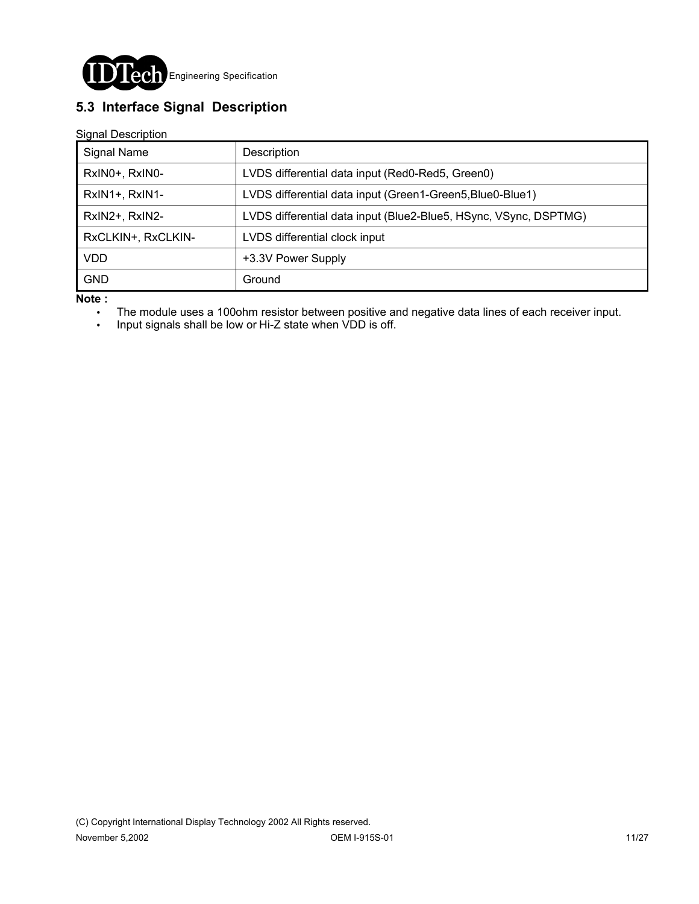## 5.3 Interface Signal Description

Signal Description

| Signal Name | Description |
|---|---|
| RxIN0+, RxIN0- | LVDS differential data input (Red0-Red5, Green0) |
| RxIN1+, RxIN1- | LVDS differential data input (Green1-Green5,Blue0-Blue1) |
| RxIN2+, RxIN2- | LVDS differential data input (Blue2-Blue5, HSync, VSync, DSPTMG) |
| RxCLKIN+, RxCLKIN- | LVDS differential clock input |
| VDD | +3.3V Power Supply |
| GND | Ground |

**Note :**

- The module uses a 100ohm resistor between positive and negative data lines of each receiver input.
- Input signals shall be low or Hi-Z state when VDD is off.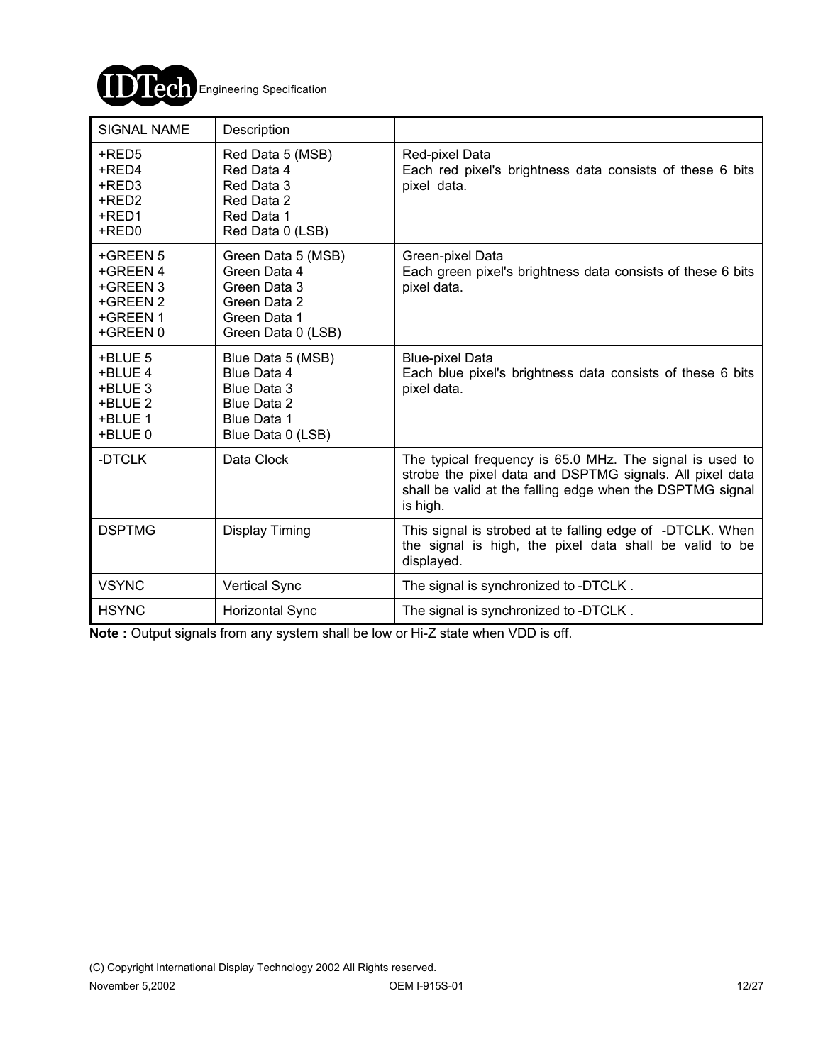| SIGNAL NAME | Description | |
|---|---|---|
| +RED5<br>+RED4<br>+RED3<br>+RED2<br>+RED1<br>+RED0 | Red Data 5 (MSB)<br>Red Data 4<br>Red Data 3<br>Red Data 2<br>Red Data 1<br>Red Data 0 (LSB) | Red-pixel Data<br>Each red pixel's brightness data consists of these 6 bits pixel data. |
| +GREEN 5<br>+GREEN 4<br>+GREEN 3<br>+GREEN 2<br>+GREEN 1<br>+GREEN 0 | Green Data 5 (MSB)<br>Green Data 4<br>Green Data 3<br>Green Data 2<br>Green Data 1<br>Green Data 0 (LSB) | Green-pixel Data<br>Each green pixel's brightness data consists of these 6 bits pixel data. |
| +BLUE 5<br>+BLUE 4<br>+BLUE 3<br>+BLUE 2<br>+BLUE 1<br>+BLUE 0 | Blue Data 5 (MSB)<br>Blue Data 4<br>Blue Data 3<br>Blue Data 2<br>Blue Data 1<br>Blue Data 0 (LSB) | Blue-pixel Data<br>Each blue pixel's brightness data consists of these 6 bits pixel data. |
| -DTCLK | Data Clock | The typical frequency is 65.0 MHz. The signal is used to strobe the pixel data and DSPTMG signals. All pixel data shall be valid at the falling edge when the DSPTMG signal is high. |
| DSPTMG | Display Timing | This signal is strobed at te falling edge of -DTCLK. When the signal is high, the pixel data shall be valid to be displayed. |
| VSYNC | Vertical Sync | The signal is synchronized to -DTCLK . |
| HSYNC | Horizontal Sync | The signal is synchronized to -DTCLK . |

**Note :** Output signals from any system shall be low or Hi-Z state when VDD is off.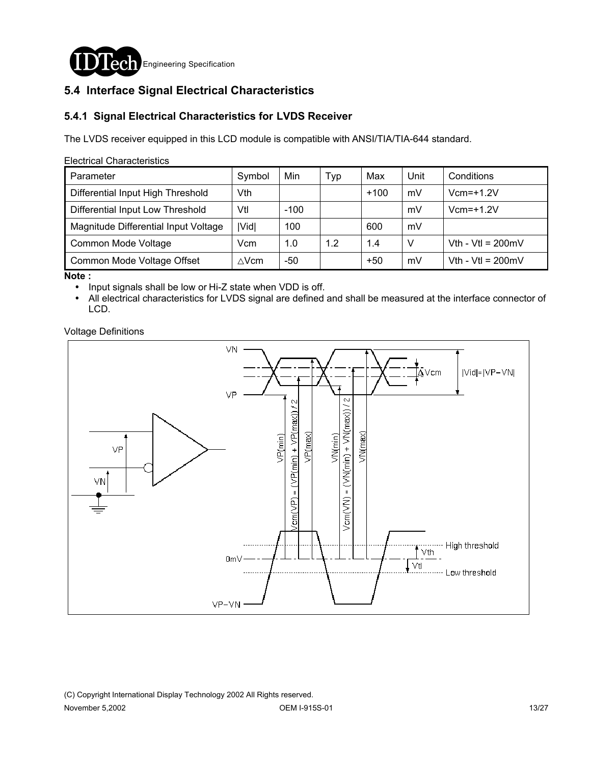## 5.4 Interface Signal Electrical Characteristics

### 5.4.1 Signal Electrical Characteristics for LVDS Receiver

The LVDS receiver equipped in this LCD module is compatible with ANSI/TIA/TIA-644 standard.

Electrical Characteristics

| Parameter | Symbol | Min | Typ | Max | Unit | Conditions |
|---|---|---|---|---|---|---|
| Differential Input High Threshold | Vth | | | +100 | mV | Vcm=+1.2V |
| Differential Input Low Threshold | Vtl | -100 | | | mV | Vcm=+1.2V |
| Magnitude Differential Input Voltage | \|Vid\| | 100 | | 600 | mV | |
| Common Mode Voltage | Vcm | 1.0 | 1.2 | 1.4 | V | Vth - Vtl = 200mV |
| Common Mode Voltage Offset | △Vcm | -50 | | +50 | mV | Vth - Vtl = 200mV |

**Note :**

- Input signals shall be low or Hi-Z state when VDD is off.
- All electrical characteristics for LVDS signal are defined and shall be measured at the interface connector of LCD.

Voltage Definitions

VN, VP, ΔVcm, |Vid|=|VP−VN|, VP(min), Vcm(VP) = (VP(min) + VP(max)) / 2, VP(max), VN(min), Vcm(VN) = (VN(min) + VN(max)) / 2, VN(max), 0mV, VP−VN, Vth, Vtl, High threshold, Low threshold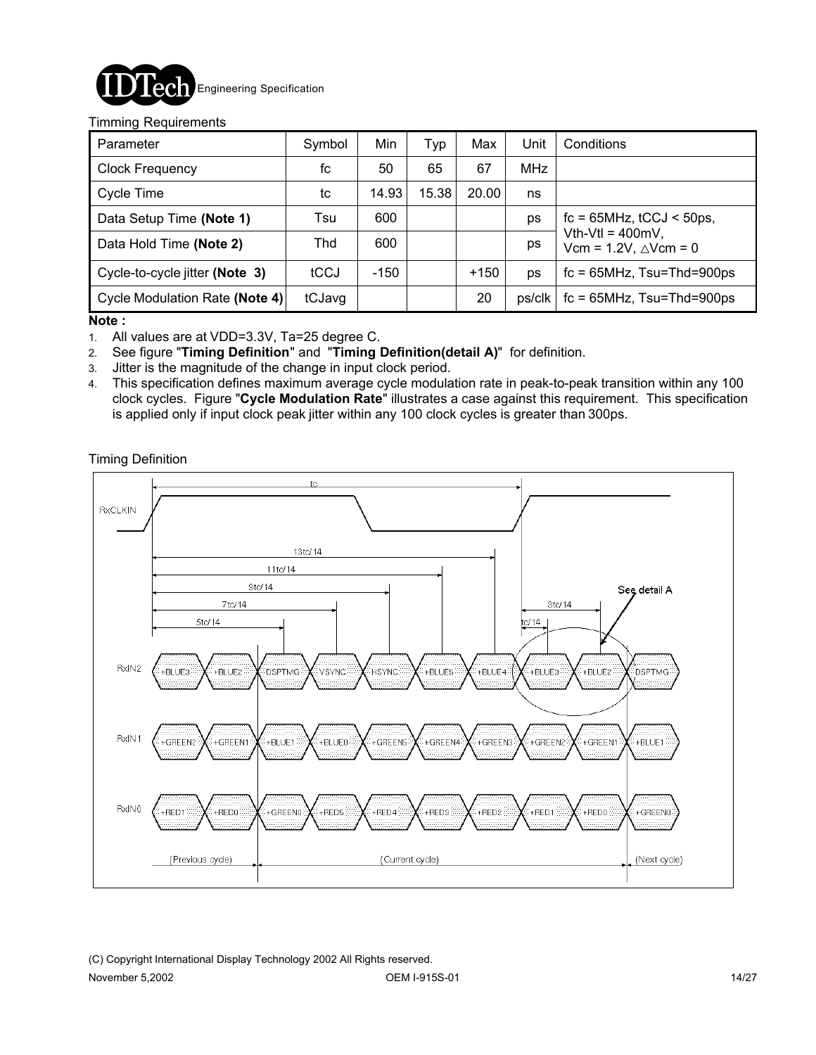Timming Requirements

| Parameter | Symbol | Min | Typ | Max | Unit | Conditions |
|---|---|---|---|---|---|---|
| Clock Frequency | fc | 50 | 65 | 67 | MHz | |
| Cycle Time | tc | 14.93 | 15.38 | 20.00 | ns | |
| Data Setup Time **(Note 1)** | Tsu | 600 | | | ps | fc = 65MHz, tCCJ < 50ps, Vth-Vtl = 400mV, Vcm = 1.2V, △Vcm = 0 |
| Data Hold Time **(Note 2)** | Thd | 600 | | | ps | |
| Cycle-to-cycle jitter **(Note 3)** | tCCJ | -150 | | +150 | ps | fc = 65MHz, Tsu=Thd=900ps |
| Cycle Modulation Rate **(Note 4)** | tCJavg | | | 20 | ps/clk | fc = 65MHz, Tsu=Thd=900ps |

**Note :**

1. All values are at VDD=3.3V, Ta=25 degree C.
2. See figure "**Timing Definition**" and "**Timing Definition(detail A)**" for definition.
3. Jitter is the magnitude of the change in input clock period.
4. This specification defines maximum average cycle modulation rate in peak-to-peak transition within any 100 clock cycles. Figure "**Cycle Modulation Rate**" illustrates a case against this requirement. This specification is applied only if input clock peak jitter within any 100 clock cycles is greater than 300ps.

Timing Definition

RxCLKIN — tc; 13tc/14; 11tc/14; 9tc/14; 7tc/14; 5tc/14; tc/14; 3tc/14; See detail A

RxIN2: +BLUE3, +BLUE2, DSPTMG, VSYNC, HSYNC, +BLUE5, +BLUE4, +BLUE3, +BLUE2, DSPTMG

RxIN1: +GREEN2, +GREEN1, +BLUE1, +BLUE0, +GREEN5, +GREEN4, +GREEN3, +GREEN2, +GREEN1, +BLUE1

RxIN0: +RED1, +RED0, +GREEN0, +RED5, +RED4, +RED3, +RED2, +RED1, +RED0, +GREEN0

(Previous cycle) (Current cycle) (Next cycle)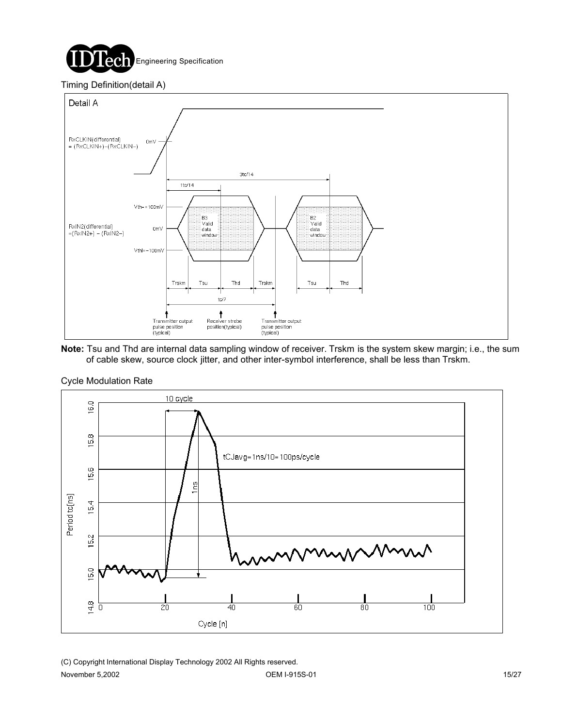Timing Definition(detail A)

**Note:** Tsu and Thd are internal data sampling window of receiver. Trskm is the system skew margin; i.e., the sum of cable skew, source clock jitter, and other inter-symbol interference, shall be less than Trskm.

Cycle Modulation Rate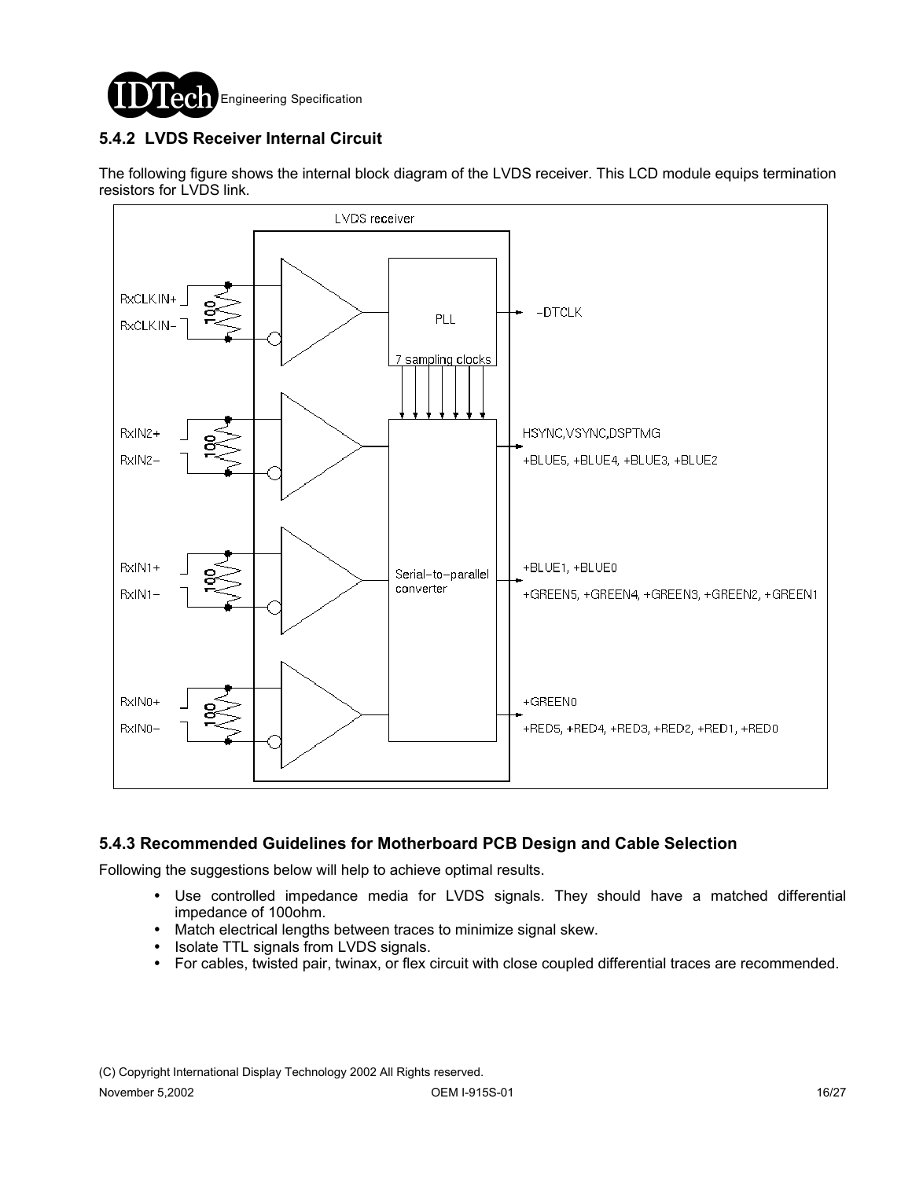### 5.4.2 LVDS Receiver Internal Circuit

The following figure shows the internal block diagram of the LVDS receiver. This LCD module equips termination resistors for LVDS link.

LVDS receiver

RxCLKIN+
RxCLKIN−
100
PLL
7 sampling clocks
−DTCLK

RxIN2+
RxIN2−
100
HSYNC,VSYNC,DSPTMG
+BLUE5, +BLUE4, +BLUE3, +BLUE2

RxIN1+
RxIN1−
100
Serial−to−parallel converter
+BLUE1, +BLUE0
+GREEN5, +GREEN4, +GREEN3, +GREEN2, +GREEN1

RxIN0+
RxIN0−
100
+GREEN0
+RED5, +RED4, +RED3, +RED2, +RED1, +RED0

### 5.4.3 Recommended Guidelines for Motherboard PCB Design and Cable Selection

Following the suggestions below will help to achieve optimal results.

- Use controlled impedance media for LVDS signals. They should have a matched differential impedance of 100ohm.
- Match electrical lengths between traces to minimize signal skew.
- Isolate TTL signals from LVDS signals.
- For cables, twisted pair, twinax, or flex circuit with close coupled differential traces are recommended.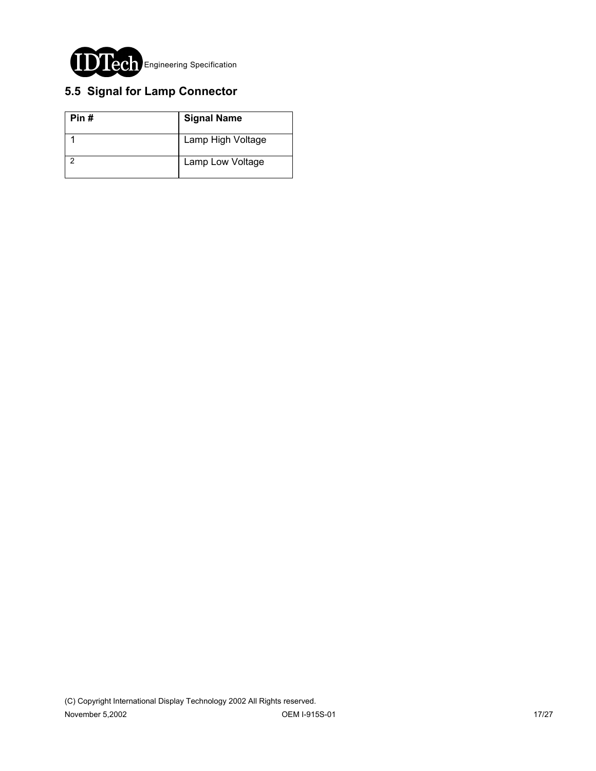## 5.5 Signal for Lamp Connector

| Pin # | Signal Name |
|---|---|
| 1 | Lamp High Voltage |
| 2 | Lamp Low Voltage |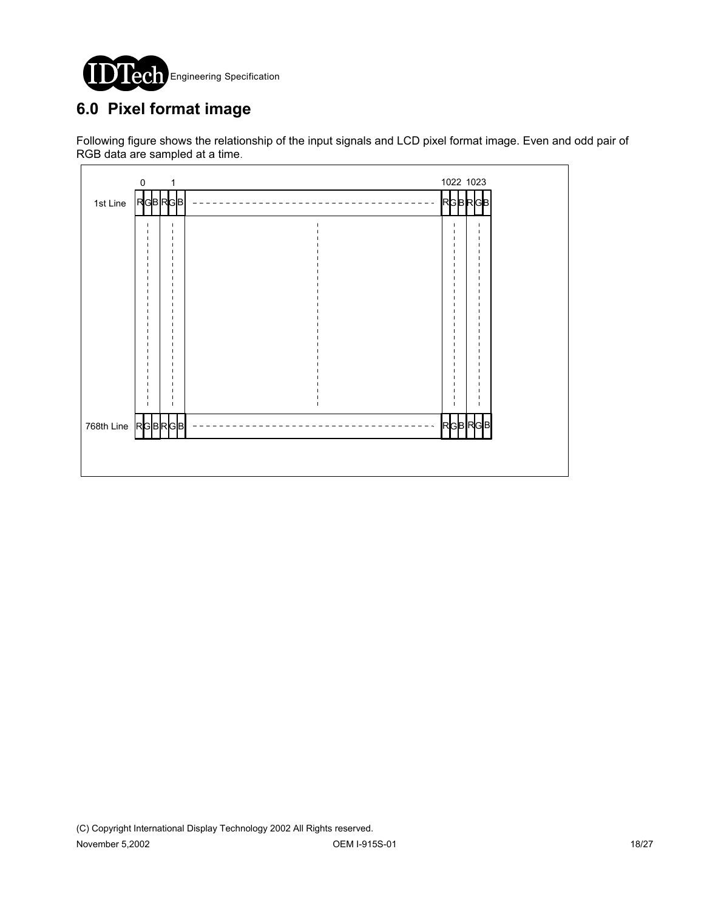# 6.0 Pixel format image

Following figure shows the relationship of the input signals and LCD pixel format image. Even and odd pair of RGB data are sampled at a time.

| | 0 | 1 | | 1022 | 1023 |
|---|---|---|---|---|---|
| 1st Line | RGB | RGB | - - - - - - - | RGB | RGB |
| 768th Line | RGB | RGB | - - - - - - - | RGB | RGB |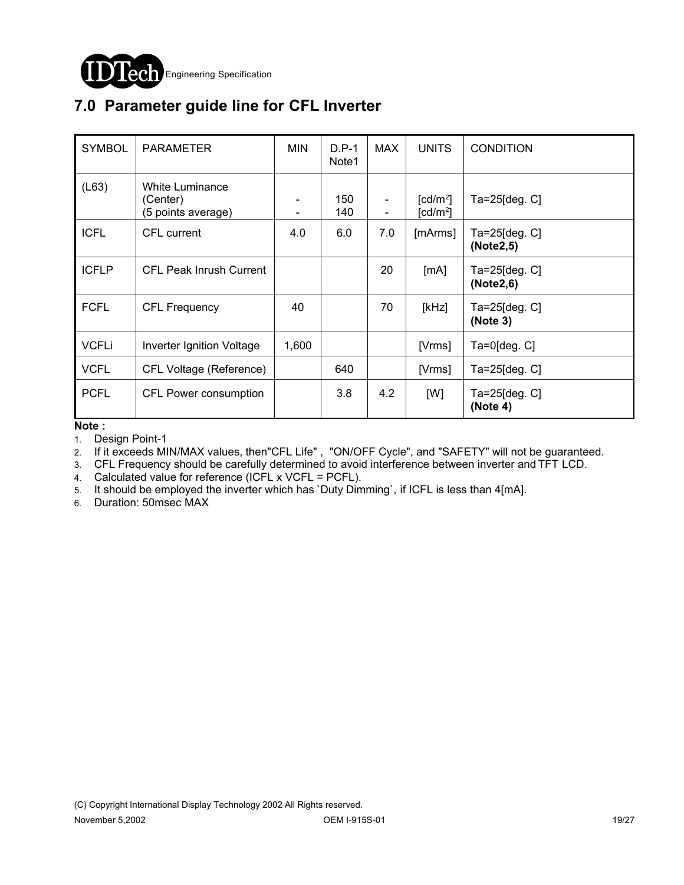## 7.0 Parameter guide line for CFL Inverter

| SYMBOL | PARAMETER | MIN | D.P-1 Note1 | MAX | UNITS | CONDITION |
|---|---|---|---|---|---|---|
| (L63) | White Luminance (Center) (5 points average) | -<br>- | 150<br>140 | -<br>- | [cd/m$^2$]<br>[cd/m$^2$] | Ta=25[deg. C] |
| ICFL | CFL current | 4.0 | 6.0 | 7.0 | [mArms] | Ta=25[deg. C] **(Note2,5)** |
| ICFLP | CFL Peak Inrush Current | | | 20 | [mA] | Ta=25[deg. C] **(Note2,6)** |
| FCFL | CFL Frequency | 40 | | 70 | [kHz] | Ta=25[deg. C] **(Note 3)** |
| VCFLi | Inverter Ignition Voltage | 1,600 | | | [Vrms] | Ta=0[deg. C] |
| VCFL | CFL Voltage (Reference) | | 640 | | [Vrms] | Ta=25[deg. C] |
| PCFL | CFL Power consumption | | 3.8 | 4.2 | [W] | Ta=25[deg. C] **(Note 4)** |

**Note :**

1. Design Point-1
2. If it exceeds MIN/MAX values, then"CFL Life" , "ON/OFF Cycle", and "SAFETY" will not be guaranteed.
3. CFL Frequency should be carefully determined to avoid interference between inverter and TFT LCD.
4. Calculated value for reference (ICFL x VCFL = PCFL).
5. It should be employed the inverter which has `Duty Dimming`, if ICFL is less than 4[mA].
6. Duration: 50msec MAX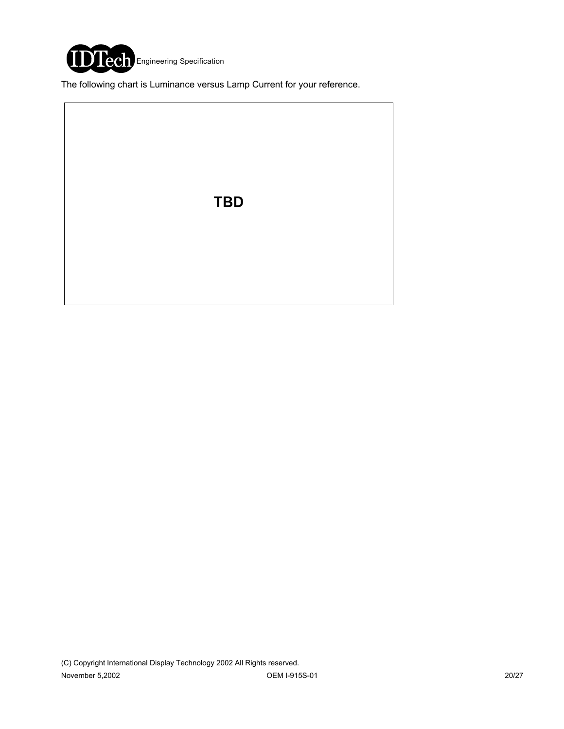The following chart is Luminance versus Lamp Current for your reference.

**TBD**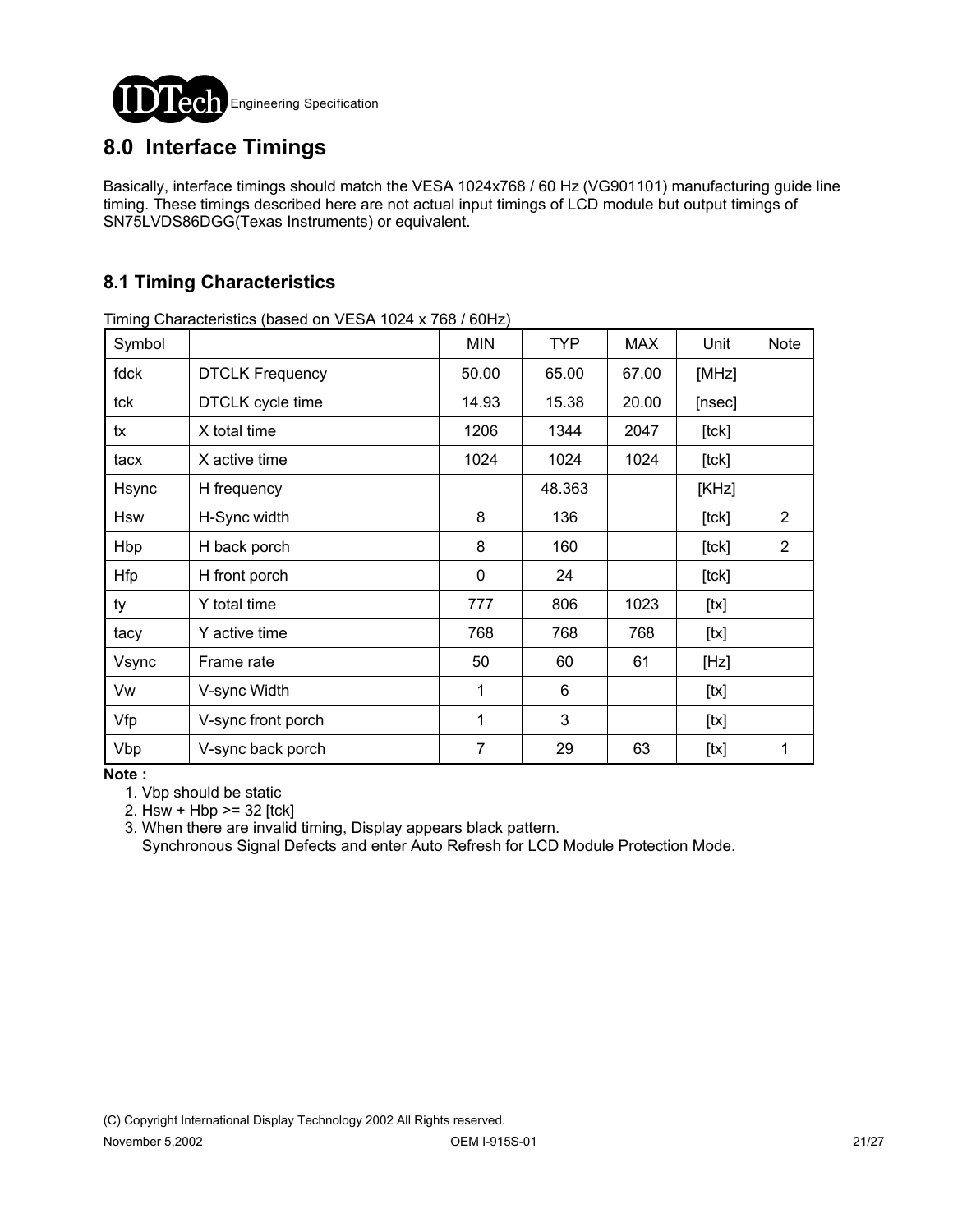## 8.0 Interface Timings

Basically, interface timings should match the VESA 1024x768 / 60 Hz (VG901101) manufacturing guide line timing. These timings described here are not actual input timings of LCD module but output timings of SN75LVDS86DGG(Texas Instruments) or equivalent.

### 8.1 Timing Characteristics

Timing Characteristics (based on VESA 1024 x 768 / 60Hz)

| Symbol | | MIN | TYP | MAX | Unit | Note |
|---|---|---|---|---|---|---|
| fdck | DTCLK Frequency | 50.00 | 65.00 | 67.00 | [MHz] | |
| tck | DTCLK cycle time | 14.93 | 15.38 | 20.00 | [nsec] | |
| tx | X total time | 1206 | 1344 | 2047 | [tck] | |
| tacx | X active time | 1024 | 1024 | 1024 | [tck] | |
| Hsync | H frequency | | 48.363 | | [KHz] | |
| Hsw | H-Sync width | 8 | 136 | | [tck] | 2 |
| Hbp | H back porch | 8 | 160 | | [tck] | 2 |
| Hfp | H front porch | 0 | 24 | | [tck] | |
| ty | Y total time | 777 | 806 | 1023 | [tx] | |
| tacy | Y active time | 768 | 768 | 768 | [tx] | |
| Vsync | Frame rate | 50 | 60 | 61 | [Hz] | |
| Vw | V-sync Width | 1 | 6 | | [tx] | |
| Vfp | V-sync front porch | 1 | 3 | | [tx] | |
| Vbp | V-sync back porch | 7 | 29 | 63 | [tx] | 1 |

**Note :**

1. Vbp should be static
2. Hsw + Hbp >= 32 [tck]
3. When there are invalid timing, Display appears black pattern.
   Synchronous Signal Defects and enter Auto Refresh for LCD Module Protection Mode.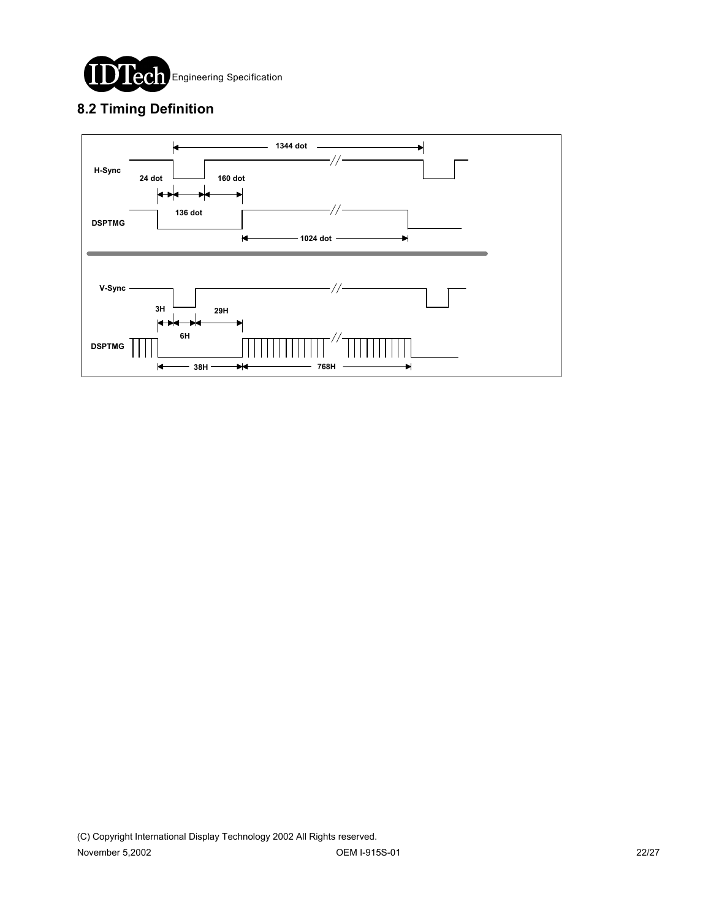## 8.2 Timing Definition

H-Sync

DSPTMG

1344 dot

24 dot

136 dot

160 dot

1024 dot

V-Sync

DSPTMG

3H

6H

29H

38H

768H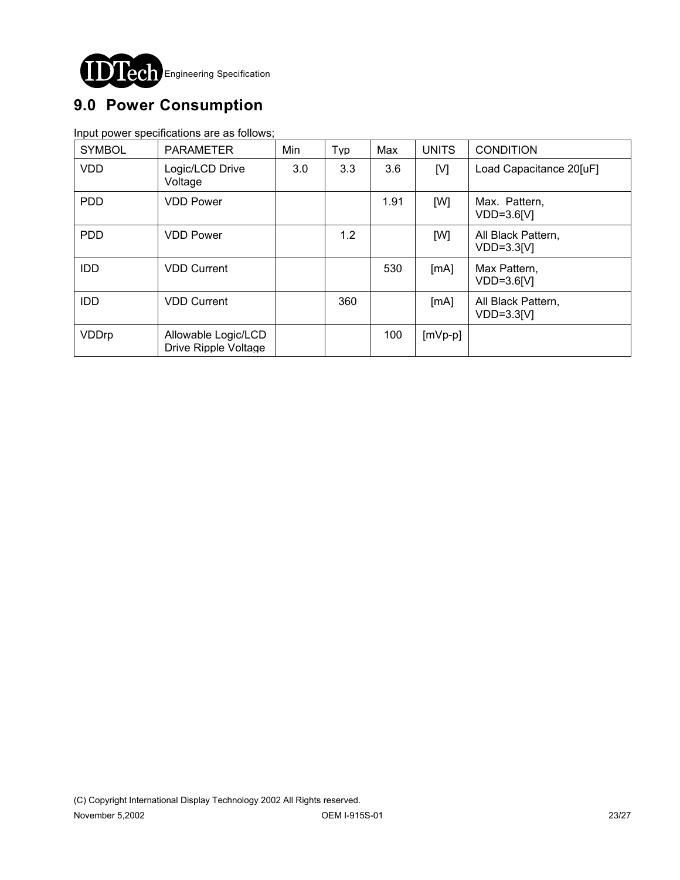## 9.0 Power Consumption

Input power specifications are as follows;

| SYMBOL | PARAMETER | Min | Typ | Max | UNITS | CONDITION |
|---|---|---|---|---|---|---|
| VDD | Logic/LCD Drive Voltage | 3.0 | 3.3 | 3.6 | [V] | Load Capacitance 20[uF] |
| PDD | VDD Power | | | 1.91 | [W] | Max. Pattern, VDD=3.6[V] |
| PDD | VDD Power | | 1.2 | | [W] | All Black Pattern, VDD=3.3[V] |
| IDD | VDD Current | | | 530 | [mA] | Max Pattern, VDD=3.6[V] |
| IDD | VDD Current | | 360 | | [mA] | All Black Pattern, VDD=3.3[V] |
| VDDrp | Allowable Logic/LCD Drive Ripple Voltage | | | 100 | [mVp-p] | |

(C) Copyright International Display Technology 2002 All Rights reserved.

November 5,2002 OEM I-915S-01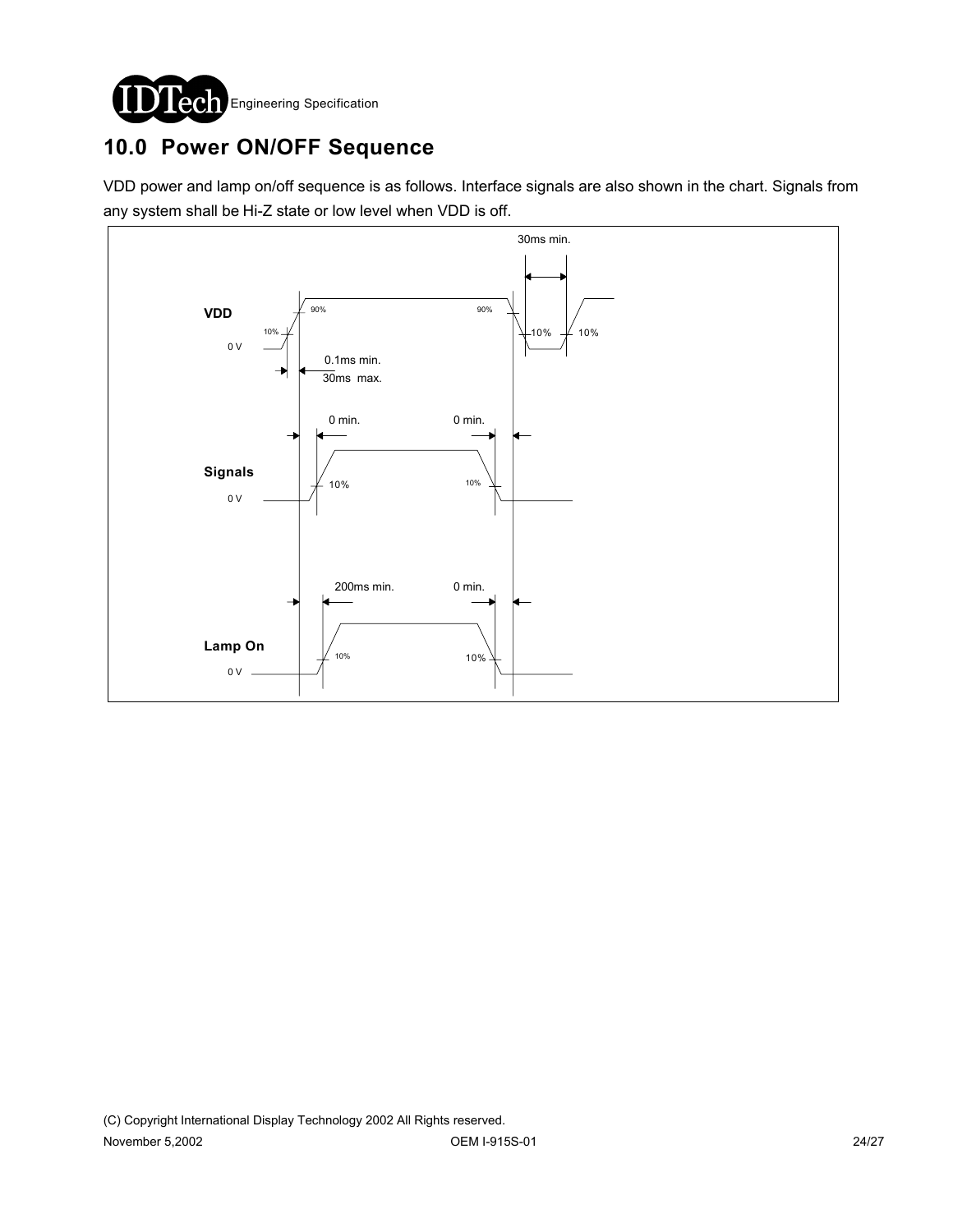## 10.0 Power ON/OFF Sequence

VDD power and lamp on/off sequence is as follows. Interface signals are also shown in the chart. Signals from any system shall be Hi-Z state or low level when VDD is off.

30ms min.

VDD

90% 90%

10% 10% 10%

0 V

0.1ms min.

30ms max.

0 min. 0 min.

Signals

10% 10%

0 V

200ms min. 0 min.

Lamp On

10% 10%

0 V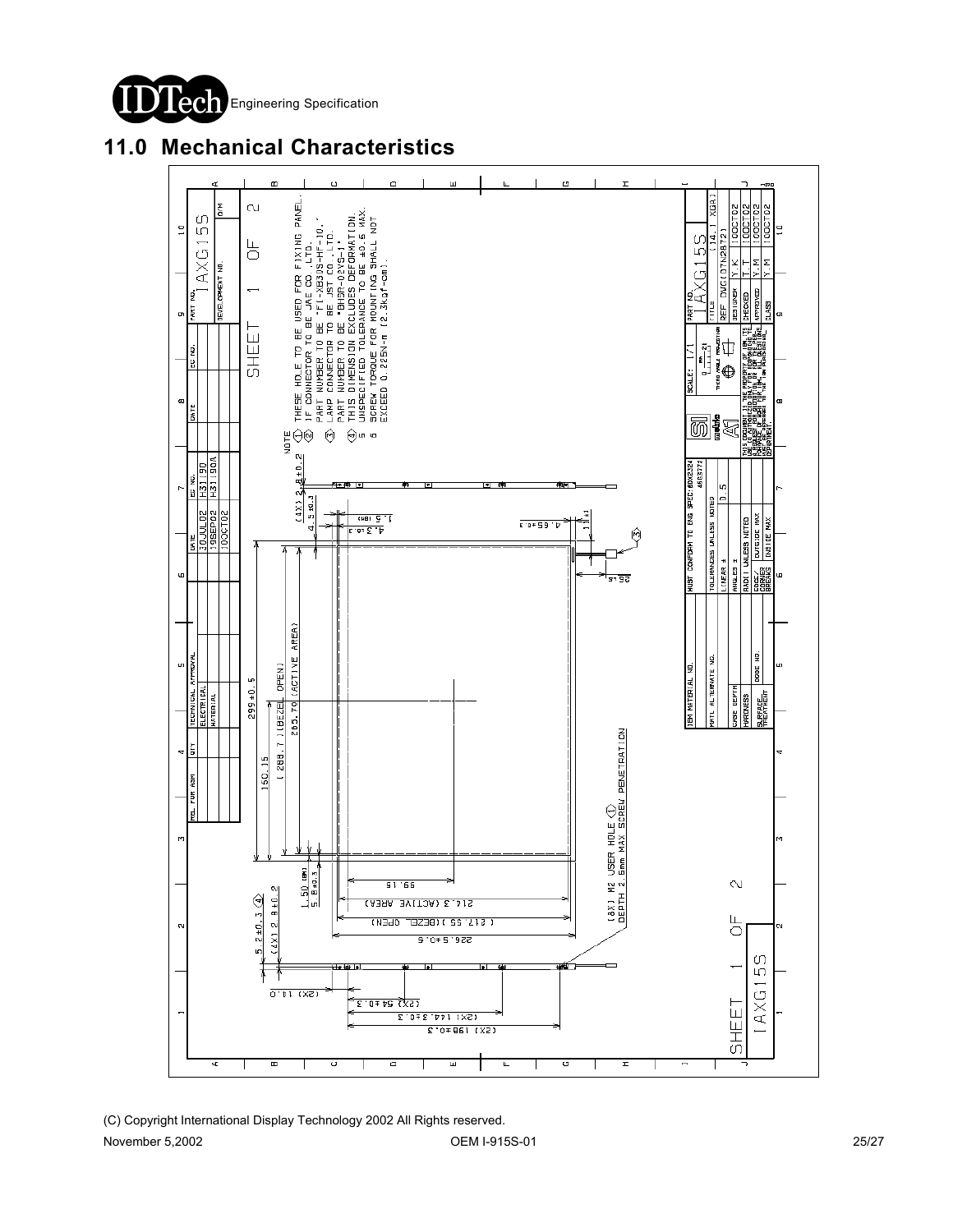# 11.0 Mechanical Characteristics

NOTE

1. THESE HOLE TO BE USED FOR FIXING PANEL.
2. IF CONNECTOR TO BE JAE CO.,LTD. PART NUMBER TO BE "FI-XB30S-HF-10."
3. LAMP CONNECTOR TO BE JST CO.,LTD. PART NUMBER TO BE "BHSR-02VS-1"
4. THIS DIMENSION EXCLUDES DEFORMATION.
5. UNSPECIFIED TOLERANCE TO BE ±0.5 MAX.
6. SCREW TORQUE FOR MOUNTING SHALL NOT EXCEED 0.225N-m (2.3kgf-cm).

(8X) M2 USER HOLE ①
DEPTH 2.6mm MAX SCREW PENETRATION

| DATE | EC NO. |
|---|---|
| 30JUL02 | H31190 |
| 19SEP02 | H31190A |
| 10OCT02 | |

PART NO. IAXG15S

TITLE (14.1 XGA) REF DWG(07N2872)

| DESIGNER | Y.K | 10OCT02 |
|---|---|---|
| CHECKED | T.T | 10OCT02 |
| APPROVED | Y.M | 10OCT02 |

SCALE: 1/1

SHEET 1 OF 2

IAXG15S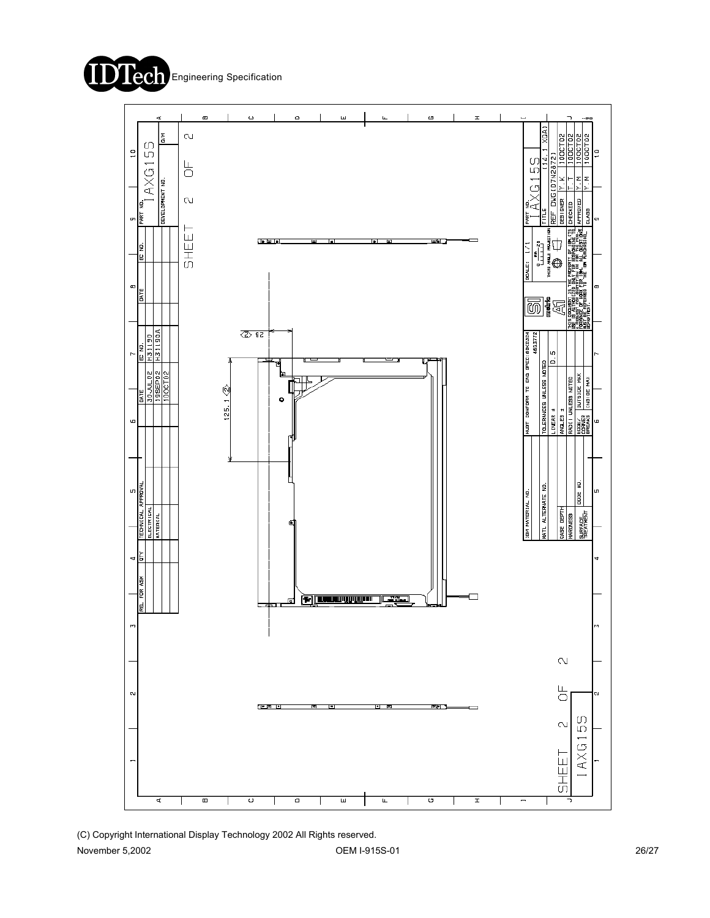SHEET 2 OF 2

IAXG15S

| REL | FOR ASK | QTY | TECHNICAL APPROVAL | DATE | EC NO. | DATE | EC NO. | PART NO. |
|---|---|---|---|---|---|---|---|---|
| | | | ELECTRICAL | 30JUL02 | H31190 | | | IAXG15S |
| | | | MATERIAL | 19SEP02 | H31190A | | | DEVELOPMENT NO. |
| | | | | 10OCT02 | | | | |

125.1

(2) 62

| IBM MATERIAL NO. | MUST CONFORM TO END SPEC: 6KC0324 4663772 | SCALE: 1/1 | PART NO. IAXG15S |
|---|---|---|---|
| MATL ALTERNATE NO. | TOLERANCES UNLESS NOTED | THIRD ANGLE PROJECTION | TITLE (14.1 XGA) |
| | LINEAR ± 0.5 | | REF DWG (07N2872) |
| CASE DEPTH | ANGLES ± | | DESIGNER Y.K 10OCT02 |
| HARDNESS | RADII UNLESS NOTED | | CHECKED T.T 10OCT02 |
| SURFACE TREATMENT | CODE NO. | EDGE/CORNER BREAKS: OUTSIDE MAX / INSIDE MAX | | APPROVED Y.M 10OCT02 |
| | | | CLASS Y.M 10OCT02 |

SHEET 2 OF 2

IAXG15S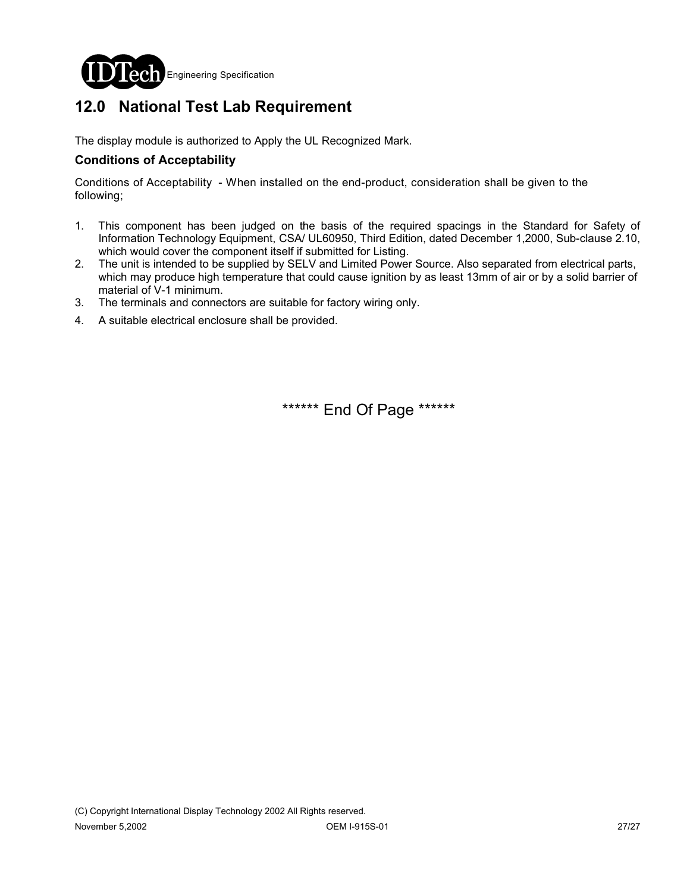## 12.0 National Test Lab Requirement

The display module is authorized to Apply the UL Recognized Mark.

### Conditions of Acceptability

Conditions of Acceptability - When installed on the end-product, consideration shall be given to the following;

1. This component has been judged on the basis of the required spacings in the Standard for Safety of Information Technology Equipment, CSA/ UL60950, Third Edition, dated December 1,2000, Sub-clause 2.10, which would cover the component itself if submitted for Listing.
2. The unit is intended to be supplied by SELV and Limited Power Source. Also separated from electrical parts, which may produce high temperature that could cause ignition by as least 13mm of air or by a solid barrier of material of V-1 minimum.
3. The terminals and connectors are suitable for factory wiring only.
4. A suitable electrical enclosure shall be provided.

****** End Of Page ******